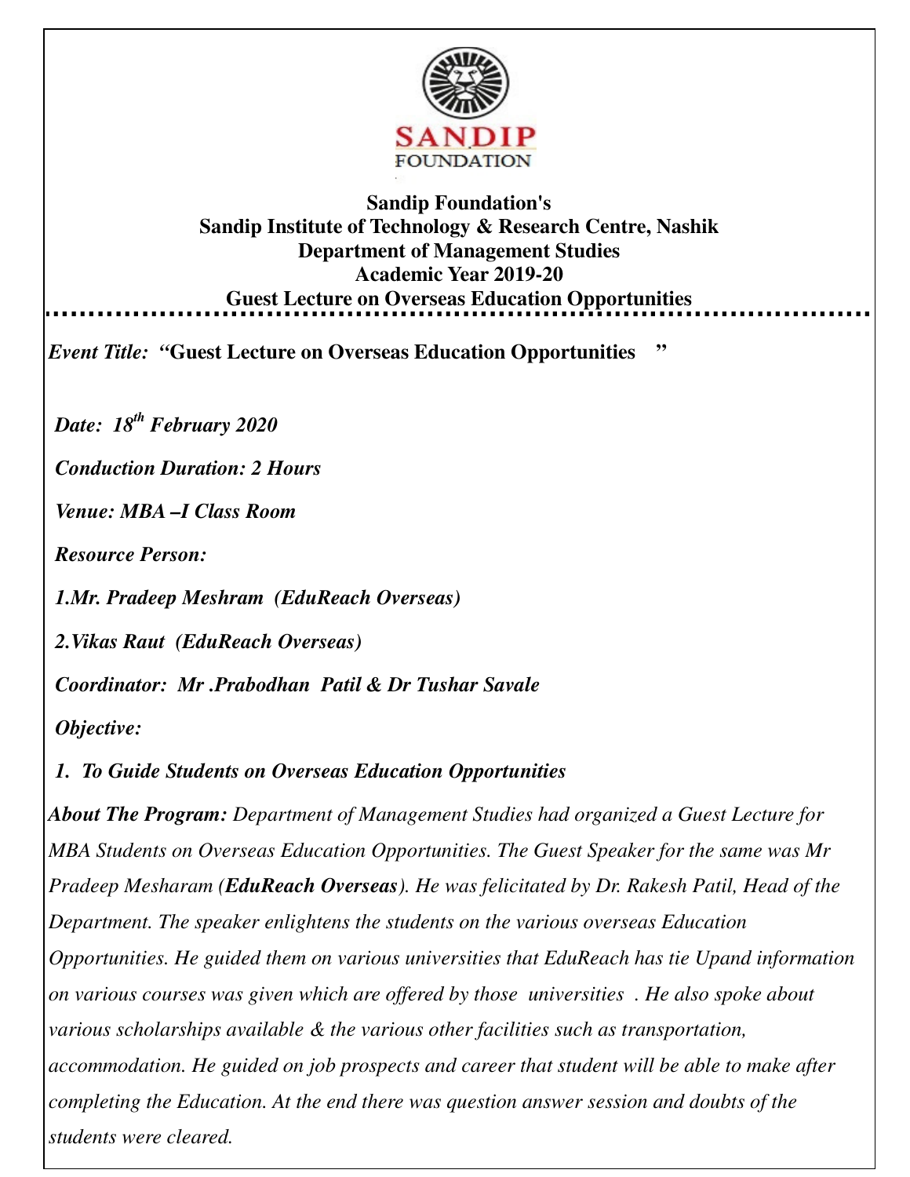**Sandip Foundation's**
**Sandip Institute of Technology & Research Centre, Nashik**
**Department of Management Studies**
**Academic Year 2019-20**
**Guest Lecture on Overseas Education Opportunities**

---

*Event Title:* **"Guest Lecture on Overseas Education Opportunities "**

***Date: 18th February 2020***

***Conduction Duration: 2 Hours***

***Venue: MBA –I Class Room***

***Resource Person:***

***1.Mr. Pradeep Meshram (EduReach Overseas)***

***2.Vikas Raut (EduReach Overseas)***

***Coordinator: Mr .Prabodhan Patil & Dr Tushar Savale***

***Objective:***

***1. To Guide Students on Overseas Education Opportunities***

***About The Program:*** *Department of Management Studies had organized a Guest Lecture for MBA Students on Overseas Education Opportunities. The Guest Speaker for the same was Mr Pradeep Mesharam (**EduReach Overseas**). He was felicitated by Dr. Rakesh Patil, Head of the Department. The speaker enlightens the students on the various overseas Education Opportunities. He guided them on various universities that EduReach has tie Upand information on various courses was given which are offered by those universities . He also spoke about various scholarships available & the various other facilities such as transportation, accommodation. He guided on job prospects and career that student will be able to make after completing the Education. At the end there was question answer session and doubts of the students were cleared.*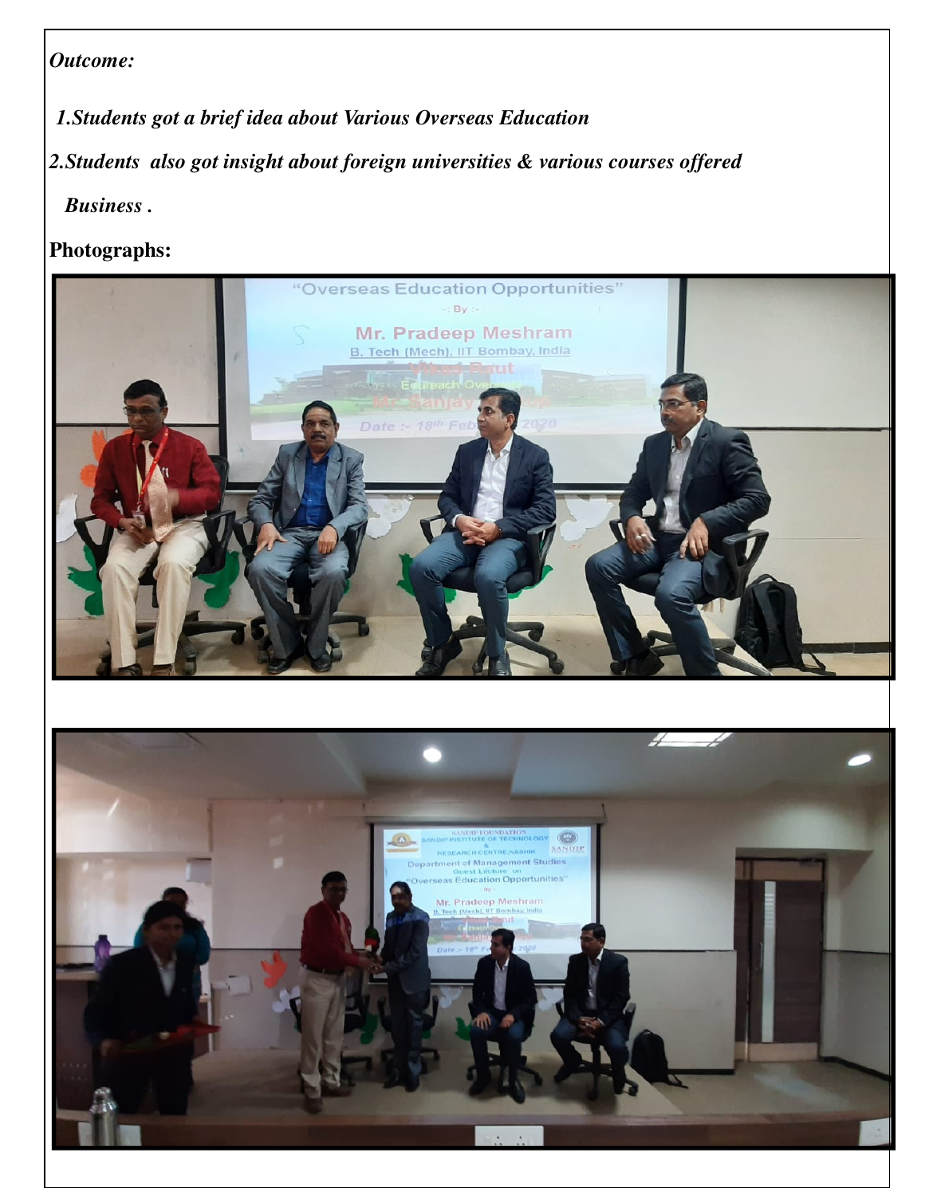*Outcome:*

*1.Students got a brief idea about Various Overseas Education*

*2.Students also got insight about foreign universities & various courses offered Business .*

**Photographs:**